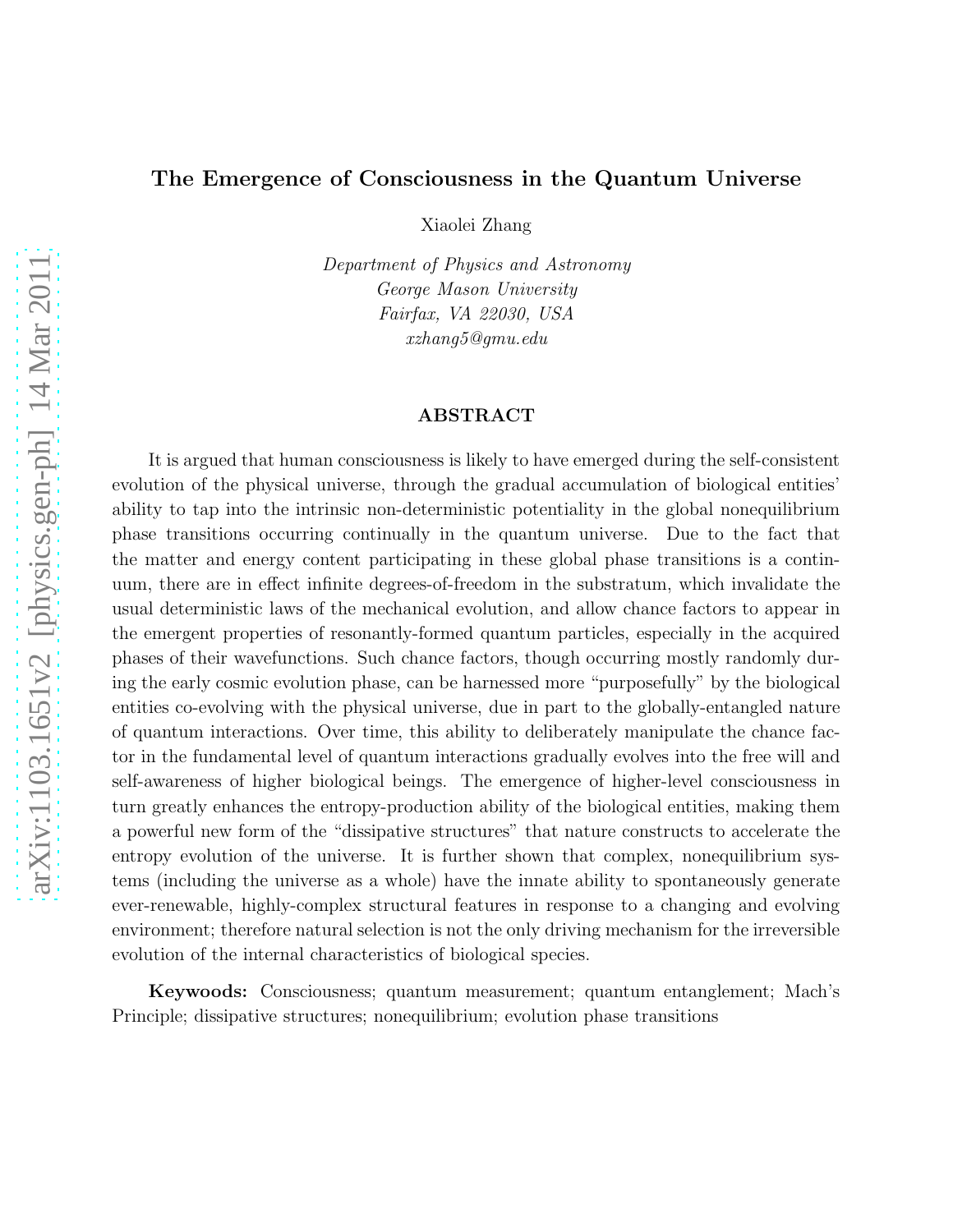# The Emergence of Consciousness in the Quantum Universe

Xiaolei Zhang

*Department of Physics and Astronomy*
*George Mason University*
*Fairfax, VA 22030, USA*
*xzhang5@gmu.edu*

## ABSTRACT

It is argued that human consciousness is likely to have emerged during the self-consistent evolution of the physical universe, through the gradual accumulation of biological entities' ability to tap into the intrinsic non-deterministic potentiality in the global nonequilibrium phase transitions occurring continually in the quantum universe. Due to the fact that the matter and energy content participating in these global phase transitions is a continuum, there are in effect infinite degrees-of-freedom in the substratum, which invalidate the usual deterministic laws of the mechanical evolution, and allow chance factors to appear in the emergent properties of resonantly-formed quantum particles, especially in the acquired phases of their wavefunctions. Such chance factors, though occurring mostly randomly during the early cosmic evolution phase, can be harnessed more "purposefully" by the biological entities co-evolving with the physical universe, due in part to the globally-entangled nature of quantum interactions. Over time, this ability to deliberately manipulate the chance factor in the fundamental level of quantum interactions gradually evolves into the free will and self-awareness of higher biological beings. The emergence of higher-level consciousness in turn greatly enhances the entropy-production ability of the biological entities, making them a powerful new form of the "dissipative structures" that nature constructs to accelerate the entropy evolution of the universe. It is further shown that complex, nonequilibrium systems (including the universe as a whole) have the innate ability to spontaneously generate ever-renewable, highly-complex structural features in response to a changing and evolving environment; therefore natural selection is not the only driving mechanism for the irreversible evolution of the internal characteristics of biological species.

**Keywoods:** Consciousness; quantum measurement; quantum entanglement; Mach's Principle; dissipative structures; nonequilibrium; evolution phase transitions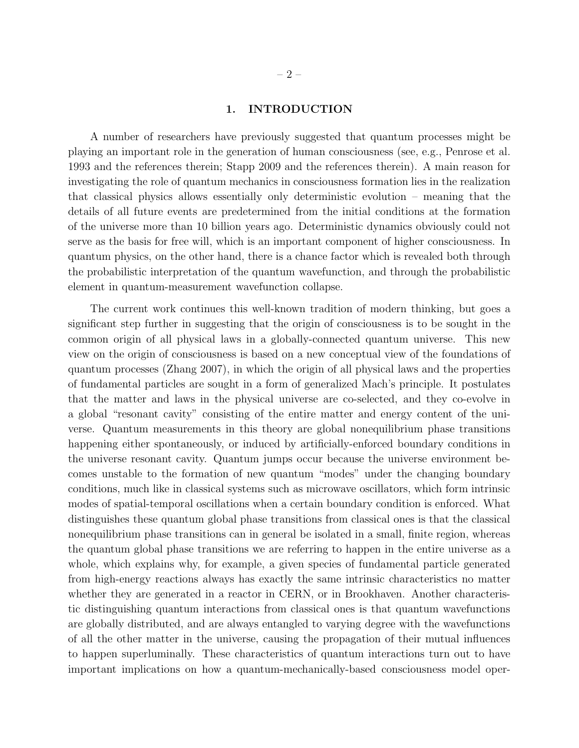# 1. INTRODUCTION

A number of researchers have previously suggested that quantum processes might be playing an important role in the generation of human consciousness (see, e.g., Penrose et al. 1993 and the references therein; Stapp 2009 and the references therein). A main reason for investigating the role of quantum mechanics in consciousness formation lies in the realization that classical physics allows essentially only deterministic evolution – meaning that the details of all future events are predetermined from the initial conditions at the formation of the universe more than 10 billion years ago. Deterministic dynamics obviously could not serve as the basis for free will, which is an important component of higher consciousness. In quantum physics, on the other hand, there is a chance factor which is revealed both through the probabilistic interpretation of the quantum wavefunction, and through the probabilistic element in quantum-measurement wavefunction collapse.

The current work continues this well-known tradition of modern thinking, but goes a significant step further in suggesting that the origin of consciousness is to be sought in the common origin of all physical laws in a globally-connected quantum universe. This new view on the origin of consciousness is based on a new conceptual view of the foundations of quantum processes (Zhang 2007), in which the origin of all physical laws and the properties of fundamental particles are sought in a form of generalized Mach's principle. It postulates that the matter and laws in the physical universe are co-selected, and they co-evolve in a global "resonant cavity" consisting of the entire matter and energy content of the universe. Quantum measurements in this theory are global nonequilibrium phase transitions happening either spontaneously, or induced by artificially-enforced boundary conditions in the universe resonant cavity. Quantum jumps occur because the universe environment becomes unstable to the formation of new quantum "modes" under the changing boundary conditions, much like in classical systems such as microwave oscillators, which form intrinsic modes of spatial-temporal oscillations when a certain boundary condition is enforced. What distinguishes these quantum global phase transitions from classical ones is that the classical nonequilibrium phase transitions can in general be isolated in a small, finite region, whereas the quantum global phase transitions we are referring to happen in the entire universe as a whole, which explains why, for example, a given species of fundamental particle generated from high-energy reactions always has exactly the same intrinsic characteristics no matter whether they are generated in a reactor in CERN, or in Brookhaven. Another characteristic distinguishing quantum interactions from classical ones is that quantum wavefunctions are globally distributed, and are always entangled to varying degree with the wavefunctions of all the other matter in the universe, causing the propagation of their mutual influences to happen superluminally. These characteristics of quantum interactions turn out to have important implications on how a quantum-mechanically-based consciousness model oper-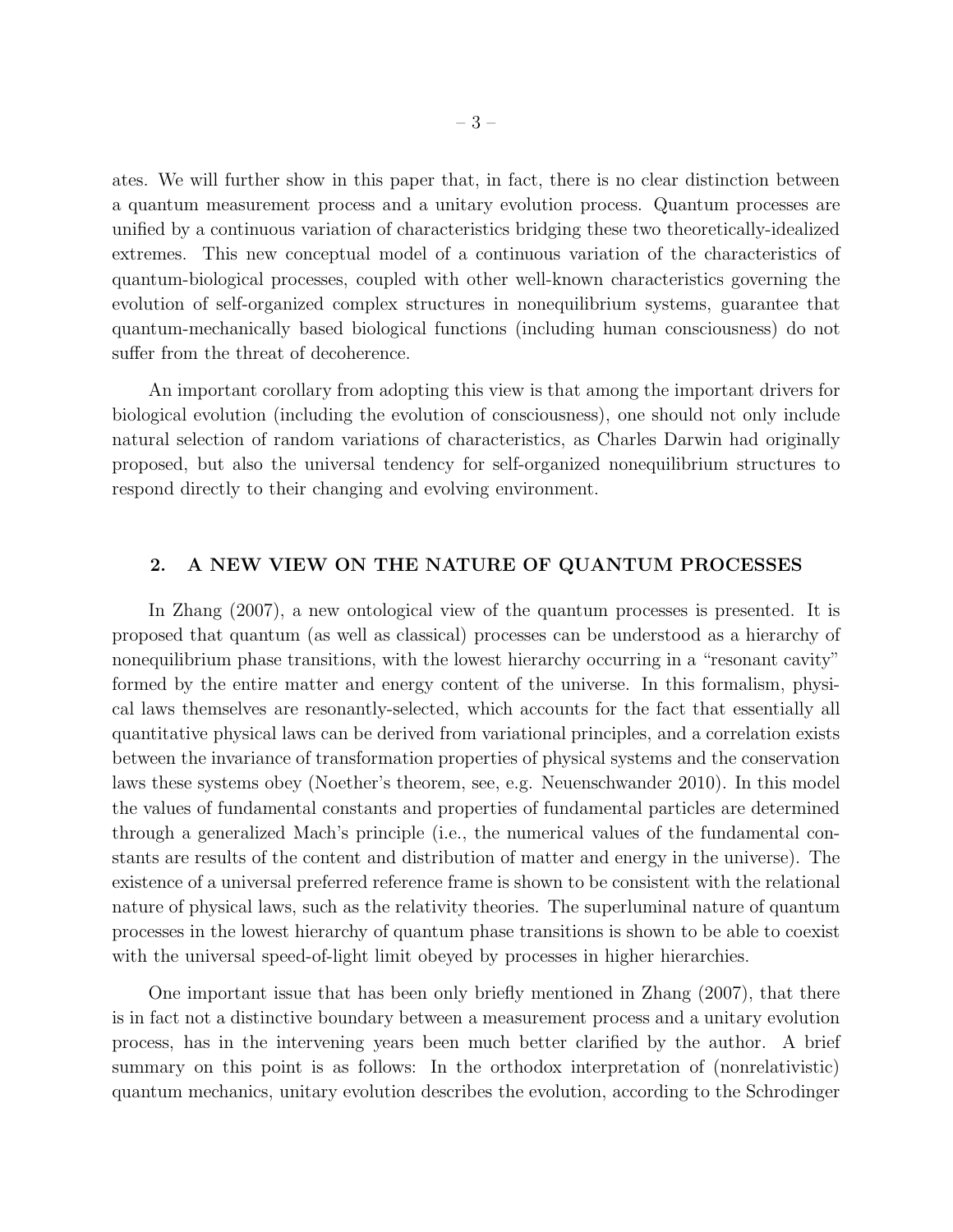ates. We will further show in this paper that, in fact, there is no clear distinction between a quantum measurement process and a unitary evolution process. Quantum processes are unified by a continuous variation of characteristics bridging these two theoretically-idealized extremes. This new conceptual model of a continuous variation of the characteristics of quantum-biological processes, coupled with other well-known characteristics governing the evolution of self-organized complex structures in nonequilibrium systems, guarantee that quantum-mechanically based biological functions (including human consciousness) do not suffer from the threat of decoherence.

An important corollary from adopting this view is that among the important drivers for biological evolution (including the evolution of consciousness), one should not only include natural selection of random variations of characteristics, as Charles Darwin had originally proposed, but also the universal tendency for self-organized nonequilibrium structures to respond directly to their changing and evolving environment.

## 2. A NEW VIEW ON THE NATURE OF QUANTUM PROCESSES

In Zhang (2007), a new ontological view of the quantum processes is presented. It is proposed that quantum (as well as classical) processes can be understood as a hierarchy of nonequilibrium phase transitions, with the lowest hierarchy occurring in a "resonant cavity" formed by the entire matter and energy content of the universe. In this formalism, physical laws themselves are resonantly-selected, which accounts for the fact that essentially all quantitative physical laws can be derived from variational principles, and a correlation exists between the invariance of transformation properties of physical systems and the conservation laws these systems obey (Noether's theorem, see, e.g. Neuenschwander 2010). In this model the values of fundamental constants and properties of fundamental particles are determined through a generalized Mach's principle (i.e., the numerical values of the fundamental constants are results of the content and distribution of matter and energy in the universe). The existence of a universal preferred reference frame is shown to be consistent with the relational nature of physical laws, such as the relativity theories. The superluminal nature of quantum processes in the lowest hierarchy of quantum phase transitions is shown to be able to coexist with the universal speed-of-light limit obeyed by processes in higher hierarchies.

One important issue that has been only briefly mentioned in Zhang (2007), that there is in fact not a distinctive boundary between a measurement process and a unitary evolution process, has in the intervening years been much better clarified by the author. A brief summary on this point is as follows: In the orthodox interpretation of (nonrelativistic) quantum mechanics, unitary evolution describes the evolution, according to the Schrodinger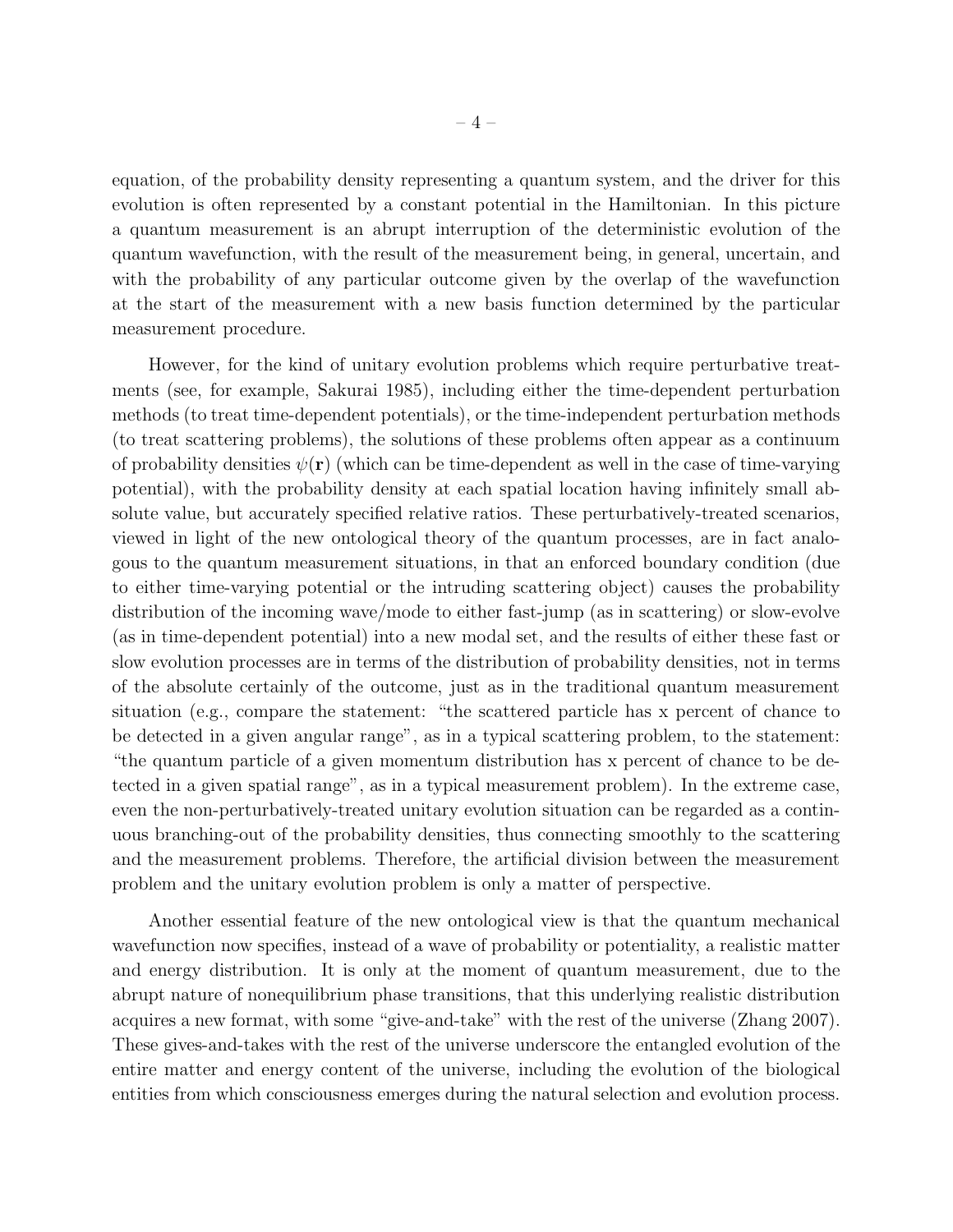equation, of the probability density representing a quantum system, and the driver for this evolution is often represented by a constant potential in the Hamiltonian. In this picture a quantum measurement is an abrupt interruption of the deterministic evolution of the quantum wavefunction, with the result of the measurement being, in general, uncertain, and with the probability of any particular outcome given by the overlap of the wavefunction at the start of the measurement with a new basis function determined by the particular measurement procedure.

However, for the kind of unitary evolution problems which require perturbative treatments (see, for example, Sakurai 1985), including either the time-dependent perturbation methods (to treat time-dependent potentials), or the time-independent perturbation methods (to treat scattering problems), the solutions of these problems often appear as a continuum of probability densities $\psi(\mathbf{r})$ (which can be time-dependent as well in the case of time-varying potential), with the probability density at each spatial location having infinitely small absolute value, but accurately specified relative ratios. These perturbatively-treated scenarios, viewed in light of the new ontological theory of the quantum processes, are in fact analogous to the quantum measurement situations, in that an enforced boundary condition (due to either time-varying potential or the intruding scattering object) causes the probability distribution of the incoming wave/mode to either fast-jump (as in scattering) or slow-evolve (as in time-dependent potential) into a new modal set, and the results of either these fast or slow evolution processes are in terms of the distribution of probability densities, not in terms of the absolute certainly of the outcome, just as in the traditional quantum measurement situation (e.g., compare the statement: "the scattered particle has x percent of chance to be detected in a given angular range", as in a typical scattering problem, to the statement: "the quantum particle of a given momentum distribution has x percent of chance to be detected in a given spatial range", as in a typical measurement problem). In the extreme case, even the non-perturbatively-treated unitary evolution situation can be regarded as a continuous branching-out of the probability densities, thus connecting smoothly to the scattering and the measurement problems. Therefore, the artificial division between the measurement problem and the unitary evolution problem is only a matter of perspective.

Another essential feature of the new ontological view is that the quantum mechanical wavefunction now specifies, instead of a wave of probability or potentiality, a realistic matter and energy distribution. It is only at the moment of quantum measurement, due to the abrupt nature of nonequilibrium phase transitions, that this underlying realistic distribution acquires a new format, with some "give-and-take" with the rest of the universe (Zhang 2007). These gives-and-takes with the rest of the universe underscore the entangled evolution of the entire matter and energy content of the universe, including the evolution of the biological entities from which consciousness emerges during the natural selection and evolution process.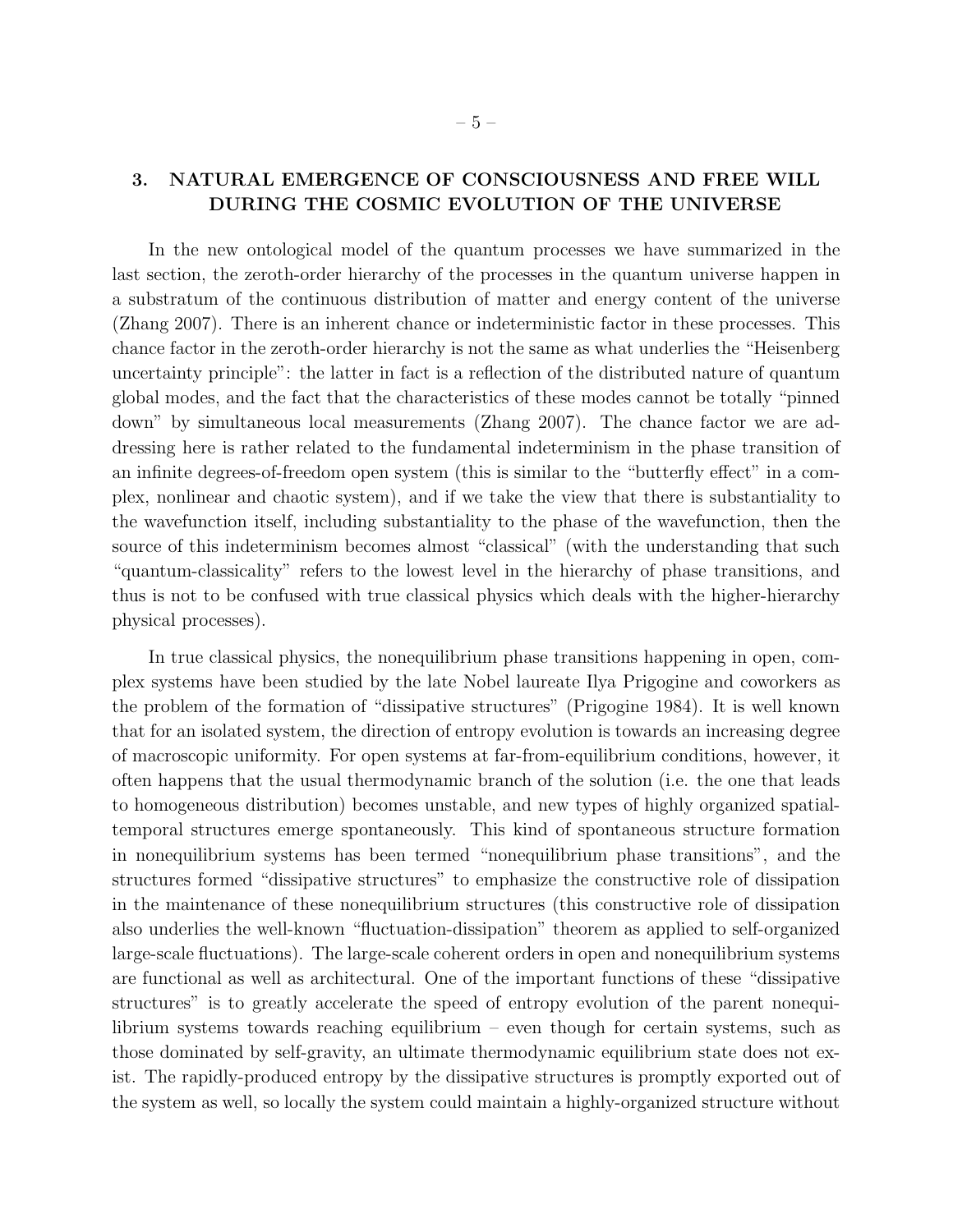## 3. NATURAL EMERGENCE OF CONSCIOUSNESS AND FREE WILL DURING THE COSMIC EVOLUTION OF THE UNIVERSE

In the new ontological model of the quantum processes we have summarized in the last section, the zeroth-order hierarchy of the processes in the quantum universe happen in a substratum of the continuous distribution of matter and energy content of the universe (Zhang 2007). There is an inherent chance or indeterministic factor in these processes. This chance factor in the zeroth-order hierarchy is not the same as what underlies the "Heisenberg uncertainty principle": the latter in fact is a reflection of the distributed nature of quantum global modes, and the fact that the characteristics of these modes cannot be totally "pinned down" by simultaneous local measurements (Zhang 2007). The chance factor we are addressing here is rather related to the fundamental indeterminism in the phase transition of an infinite degrees-of-freedom open system (this is similar to the "butterfly effect" in a complex, nonlinear and chaotic system), and if we take the view that there is substantiality to the wavefunction itself, including substantiality to the phase of the wavefunction, then the source of this indeterminism becomes almost "classical" (with the understanding that such "quantum-classicality" refers to the lowest level in the hierarchy of phase transitions, and thus is not to be confused with true classical physics which deals with the higher-hierarchy physical processes).

In true classical physics, the nonequilibrium phase transitions happening in open, complex systems have been studied by the late Nobel laureate Ilya Prigogine and coworkers as the problem of the formation of "dissipative structures" (Prigogine 1984). It is well known that for an isolated system, the direction of entropy evolution is towards an increasing degree of macroscopic uniformity. For open systems at far-from-equilibrium conditions, however, it often happens that the usual thermodynamic branch of the solution (i.e. the one that leads to homogeneous distribution) becomes unstable, and new types of highly organized spatial-temporal structures emerge spontaneously. This kind of spontaneous structure formation in nonequilibrium systems has been termed "nonequilibrium phase transitions", and the structures formed "dissipative structures" to emphasize the constructive role of dissipation in the maintenance of these nonequilibrium structures (this constructive role of dissipation also underlies the well-known "fluctuation-dissipation" theorem as applied to self-organized large-scale fluctuations). The large-scale coherent orders in open and nonequilibrium systems are functional as well as architectural. One of the important functions of these "dissipative structures" is to greatly accelerate the speed of entropy evolution of the parent nonequilibrium systems towards reaching equilibrium – even though for certain systems, such as those dominated by self-gravity, an ultimate thermodynamic equilibrium state does not exist. The rapidly-produced entropy by the dissipative structures is promptly exported out of the system as well, so locally the system could maintain a highly-organized structure without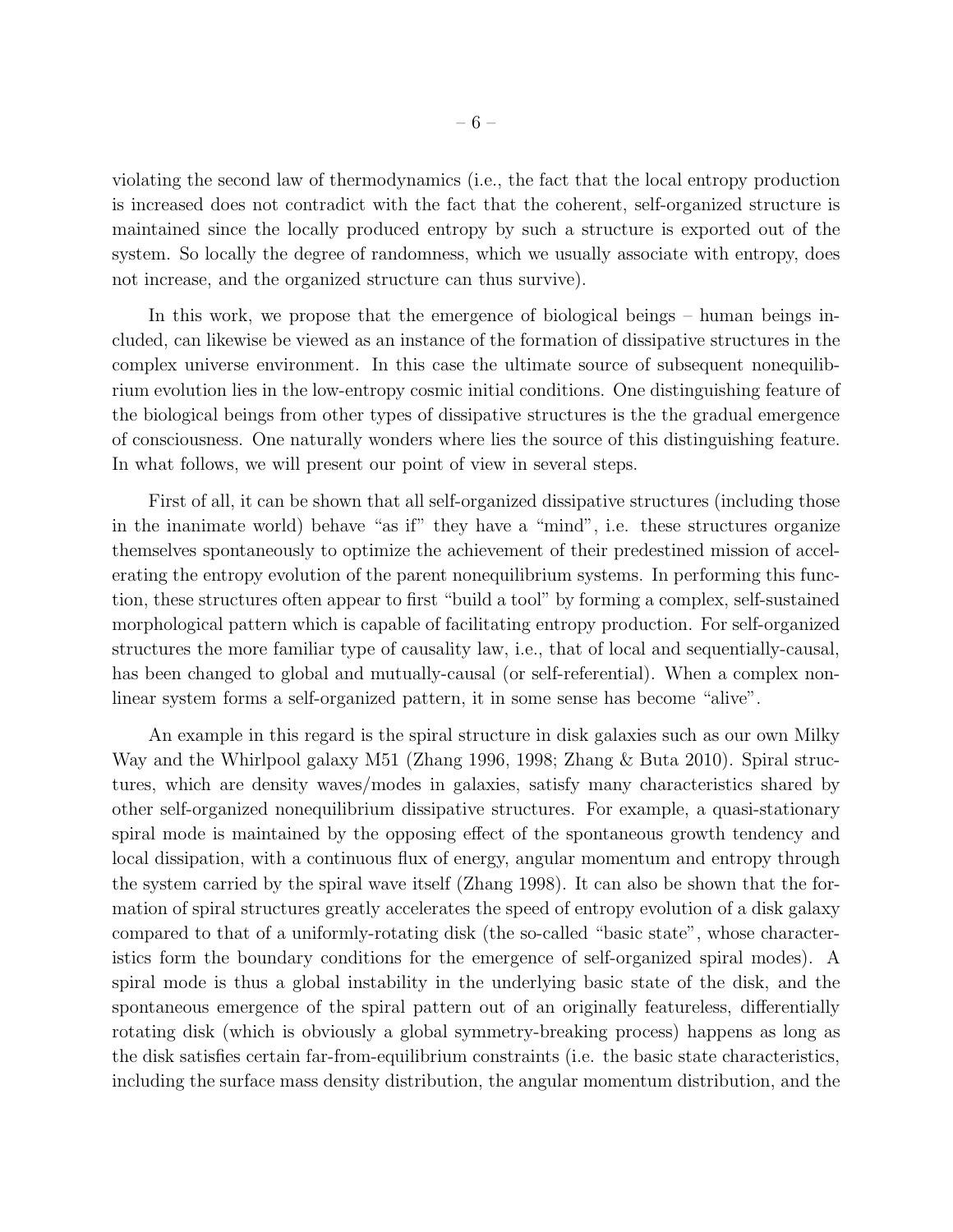violating the second law of thermodynamics (i.e., the fact that the local entropy production is increased does not contradict with the fact that the coherent, self-organized structure is maintained since the locally produced entropy by such a structure is exported out of the system. So locally the degree of randomness, which we usually associate with entropy, does not increase, and the organized structure can thus survive).

In this work, we propose that the emergence of biological beings – human beings included, can likewise be viewed as an instance of the formation of dissipative structures in the complex universe environment. In this case the ultimate source of subsequent nonequilibrium evolution lies in the low-entropy cosmic initial conditions. One distinguishing feature of the biological beings from other types of dissipative structures is the the gradual emergence of consciousness. One naturally wonders where lies the source of this distinguishing feature. In what follows, we will present our point of view in several steps.

First of all, it can be shown that all self-organized dissipative structures (including those in the inanimate world) behave "as if" they have a "mind", i.e. these structures organize themselves spontaneously to optimize the achievement of their predestined mission of accelerating the entropy evolution of the parent nonequilibrium systems. In performing this function, these structures often appear to first "build a tool" by forming a complex, self-sustained morphological pattern which is capable of facilitating entropy production. For self-organized structures the more familiar type of causality law, i.e., that of local and sequentially-causal, has been changed to global and mutually-causal (or self-referential). When a complex nonlinear system forms a self-organized pattern, it in some sense has become "alive".

An example in this regard is the spiral structure in disk galaxies such as our own Milky Way and the Whirlpool galaxy M51 (Zhang 1996, 1998; Zhang & Buta 2010). Spiral structures, which are density waves/modes in galaxies, satisfy many characteristics shared by other self-organized nonequilibrium dissipative structures. For example, a quasi-stationary spiral mode is maintained by the opposing effect of the spontaneous growth tendency and local dissipation, with a continuous flux of energy, angular momentum and entropy through the system carried by the spiral wave itself (Zhang 1998). It can also be shown that the formation of spiral structures greatly accelerates the speed of entropy evolution of a disk galaxy compared to that of a uniformly-rotating disk (the so-called "basic state", whose characteristics form the boundary conditions for the emergence of self-organized spiral modes). A spiral mode is thus a global instability in the underlying basic state of the disk, and the spontaneous emergence of the spiral pattern out of an originally featureless, differentially rotating disk (which is obviously a global symmetry-breaking process) happens as long as the disk satisfies certain far-from-equilibrium constraints (i.e. the basic state characteristics, including the surface mass density distribution, the angular momentum distribution, and the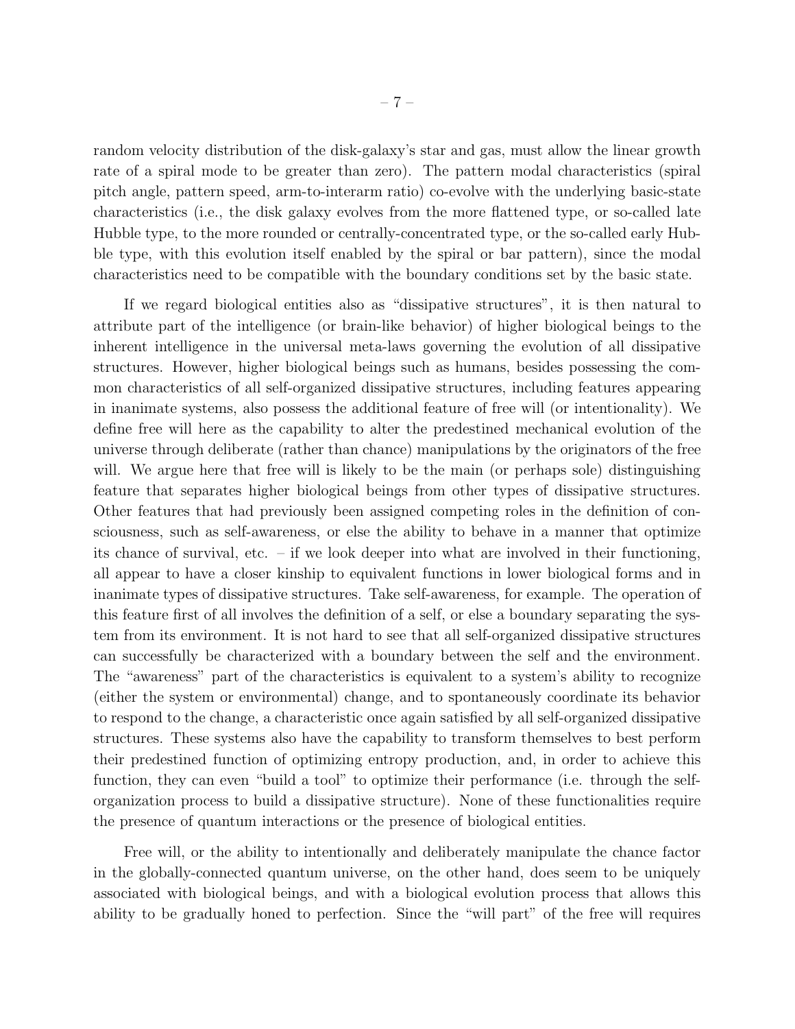random velocity distribution of the disk-galaxy's star and gas, must allow the linear growth rate of a spiral mode to be greater than zero). The pattern modal characteristics (spiral pitch angle, pattern speed, arm-to-interarm ratio) co-evolve with the underlying basic-state characteristics (i.e., the disk galaxy evolves from the more flattened type, or so-called late Hubble type, to the more rounded or centrally-concentrated type, or the so-called early Hubble type, with this evolution itself enabled by the spiral or bar pattern), since the modal characteristics need to be compatible with the boundary conditions set by the basic state.

If we regard biological entities also as "dissipative structures", it is then natural to attribute part of the intelligence (or brain-like behavior) of higher biological beings to the inherent intelligence in the universal meta-laws governing the evolution of all dissipative structures. However, higher biological beings such as humans, besides possessing the common characteristics of all self-organized dissipative structures, including features appearing in inanimate systems, also possess the additional feature of free will (or intentionality). We define free will here as the capability to alter the predestined mechanical evolution of the universe through deliberate (rather than chance) manipulations by the originators of the free will. We argue here that free will is likely to be the main (or perhaps sole) distinguishing feature that separates higher biological beings from other types of dissipative structures. Other features that had previously been assigned competing roles in the definition of consciousness, such as self-awareness, or else the ability to behave in a manner that optimize its chance of survival, etc. – if we look deeper into what are involved in their functioning, all appear to have a closer kinship to equivalent functions in lower biological forms and in inanimate types of dissipative structures. Take self-awareness, for example. The operation of this feature first of all involves the definition of a self, or else a boundary separating the system from its environment. It is not hard to see that all self-organized dissipative structures can successfully be characterized with a boundary between the self and the environment. The "awareness" part of the characteristics is equivalent to a system's ability to recognize (either the system or environmental) change, and to spontaneously coordinate its behavior to respond to the change, a characteristic once again satisfied by all self-organized dissipative structures. These systems also have the capability to transform themselves to best perform their predestined function of optimizing entropy production, and, in order to achieve this function, they can even "build a tool" to optimize their performance (i.e. through the self-organization process to build a dissipative structure). None of these functionalities require the presence of quantum interactions or the presence of biological entities.

Free will, or the ability to intentionally and deliberately manipulate the chance factor in the globally-connected quantum universe, on the other hand, does seem to be uniquely associated with biological beings, and with a biological evolution process that allows this ability to be gradually honed to perfection. Since the "will part" of the free will requires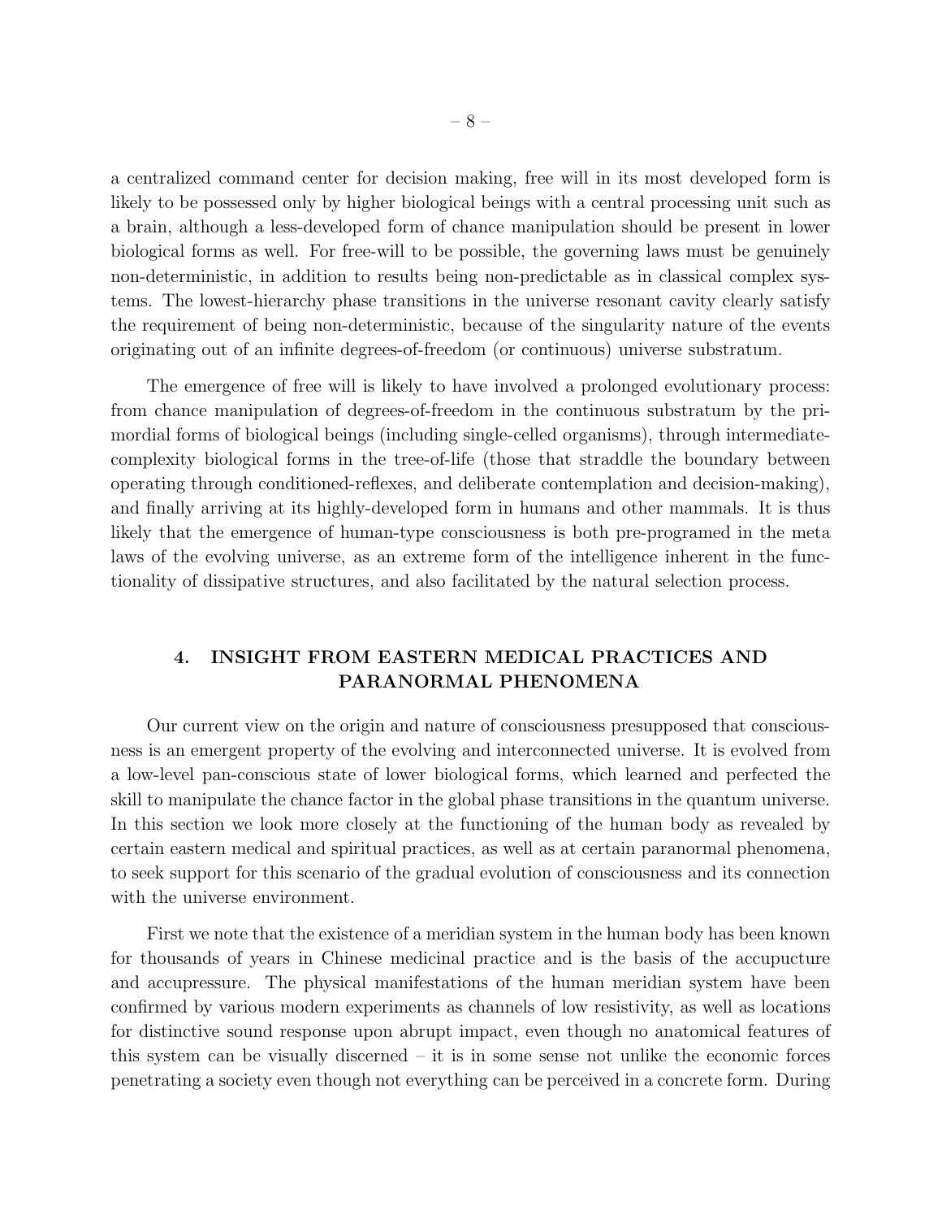a centralized command center for decision making, free will in its most developed form is likely to be possessed only by higher biological beings with a central processing unit such as a brain, although a less-developed form of chance manipulation should be present in lower biological forms as well. For free-will to be possible, the governing laws must be genuinely non-deterministic, in addition to results being non-predictable as in classical complex systems. The lowest-hierarchy phase transitions in the universe resonant cavity clearly satisfy the requirement of being non-deterministic, because of the singularity nature of the events originating out of an infinite degrees-of-freedom (or continuous) universe substratum.

The emergence of free will is likely to have involved a prolonged evolutionary process: from chance manipulation of degrees-of-freedom in the continuous substratum by the primordial forms of biological beings (including single-celled organisms), through intermediate-complexity biological forms in the tree-of-life (those that straddle the boundary between operating through conditioned-reflexes, and deliberate contemplation and decision-making), and finally arriving at its highly-developed form in humans and other mammals. It is thus likely that the emergence of human-type consciousness is both pre-programed in the meta laws of the evolving universe, as an extreme form of the intelligence inherent in the functionality of dissipative structures, and also facilitated by the natural selection process.

## 4. INSIGHT FROM EASTERN MEDICAL PRACTICES AND PARANORMAL PHENOMENA

Our current view on the origin and nature of consciousness presupposed that consciousness is an emergent property of the evolving and interconnected universe. It is evolved from a low-level pan-conscious state of lower biological forms, which learned and perfected the skill to manipulate the chance factor in the global phase transitions in the quantum universe. In this section we look more closely at the functioning of the human body as revealed by certain eastern medical and spiritual practices, as well as at certain paranormal phenomena, to seek support for this scenario of the gradual evolution of consciousness and its connection with the universe environment.

First we note that the existence of a meridian system in the human body has been known for thousands of years in Chinese medicinal practice and is the basis of the accupucture and accupressure. The physical manifestations of the human meridian system have been confirmed by various modern experiments as channels of low resistivity, as well as locations for distinctive sound response upon abrupt impact, even though no anatomical features of this system can be visually discerned – it is in some sense not unlike the economic forces penetrating a society even though not everything can be perceived in a concrete form. During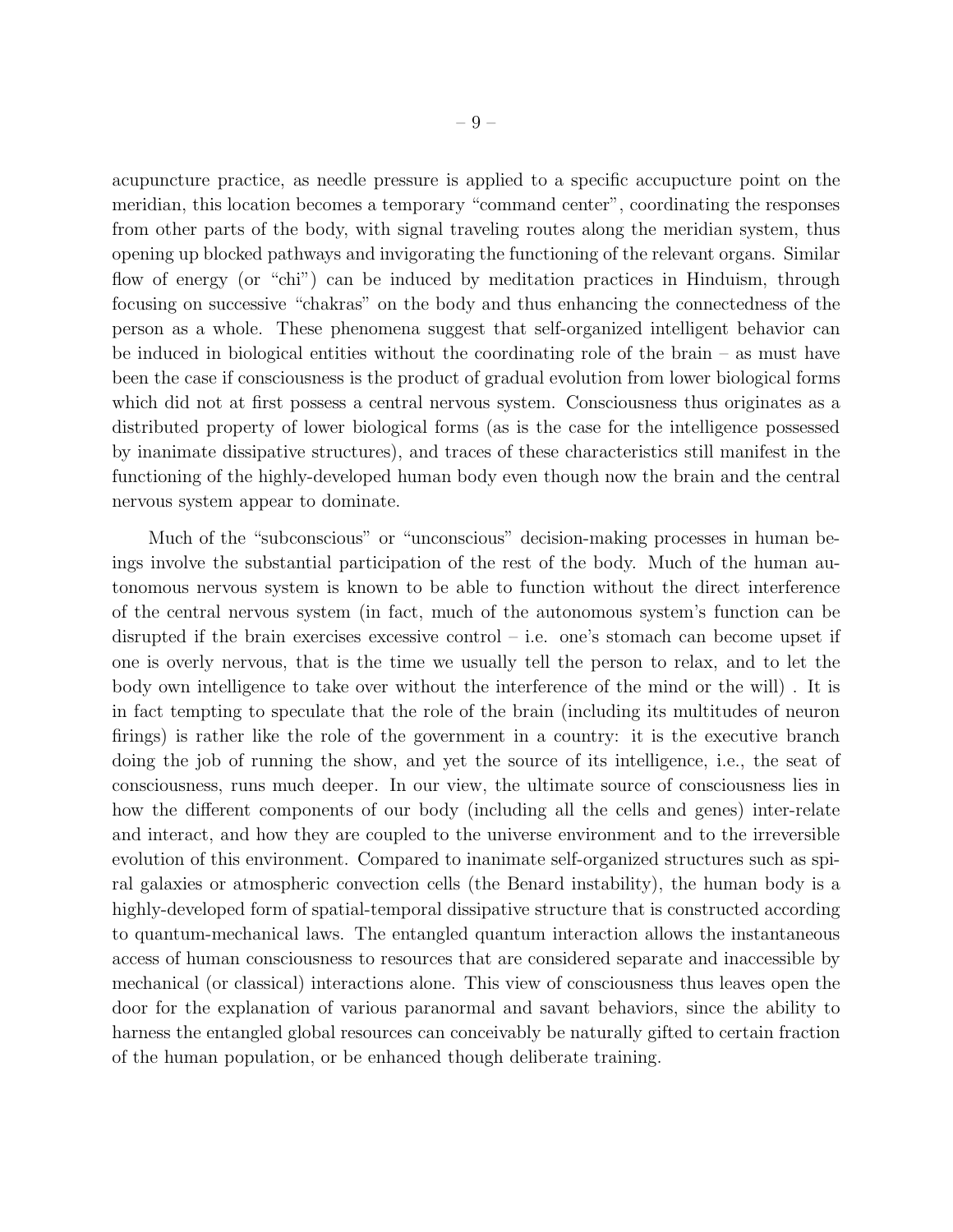acupuncture practice, as needle pressure is applied to a specific accupucture point on the meridian, this location becomes a temporary "command center", coordinating the responses from other parts of the body, with signal traveling routes along the meridian system, thus opening up blocked pathways and invigorating the functioning of the relevant organs. Similar flow of energy (or "chi") can be induced by meditation practices in Hinduism, through focusing on successive "chakras" on the body and thus enhancing the connectedness of the person as a whole. These phenomena suggest that self-organized intelligent behavior can be induced in biological entities without the coordinating role of the brain – as must have been the case if consciousness is the product of gradual evolution from lower biological forms which did not at first possess a central nervous system. Consciousness thus originates as a distributed property of lower biological forms (as is the case for the intelligence possessed by inanimate dissipative structures), and traces of these characteristics still manifest in the functioning of the highly-developed human body even though now the brain and the central nervous system appear to dominate.

Much of the "subconscious" or "unconscious" decision-making processes in human beings involve the substantial participation of the rest of the body. Much of the human autonomous nervous system is known to be able to function without the direct interference of the central nervous system (in fact, much of the autonomous system's function can be disrupted if the brain exercises excessive control – i.e. one's stomach can become upset if one is overly nervous, that is the time we usually tell the person to relax, and to let the body own intelligence to take over without the interference of the mind or the will) . It is in fact tempting to speculate that the role of the brain (including its multitudes of neuron firings) is rather like the role of the government in a country: it is the executive branch doing the job of running the show, and yet the source of its intelligence, i.e., the seat of consciousness, runs much deeper. In our view, the ultimate source of consciousness lies in how the different components of our body (including all the cells and genes) inter-relate and interact, and how they are coupled to the universe environment and to the irreversible evolution of this environment. Compared to inanimate self-organized structures such as spiral galaxies or atmospheric convection cells (the Benard instability), the human body is a highly-developed form of spatial-temporal dissipative structure that is constructed according to quantum-mechanical laws. The entangled quantum interaction allows the instantaneous access of human consciousness to resources that are considered separate and inaccessible by mechanical (or classical) interactions alone. This view of consciousness thus leaves open the door for the explanation of various paranormal and savant behaviors, since the ability to harness the entangled global resources can conceivably be naturally gifted to certain fraction of the human population, or be enhanced though deliberate training.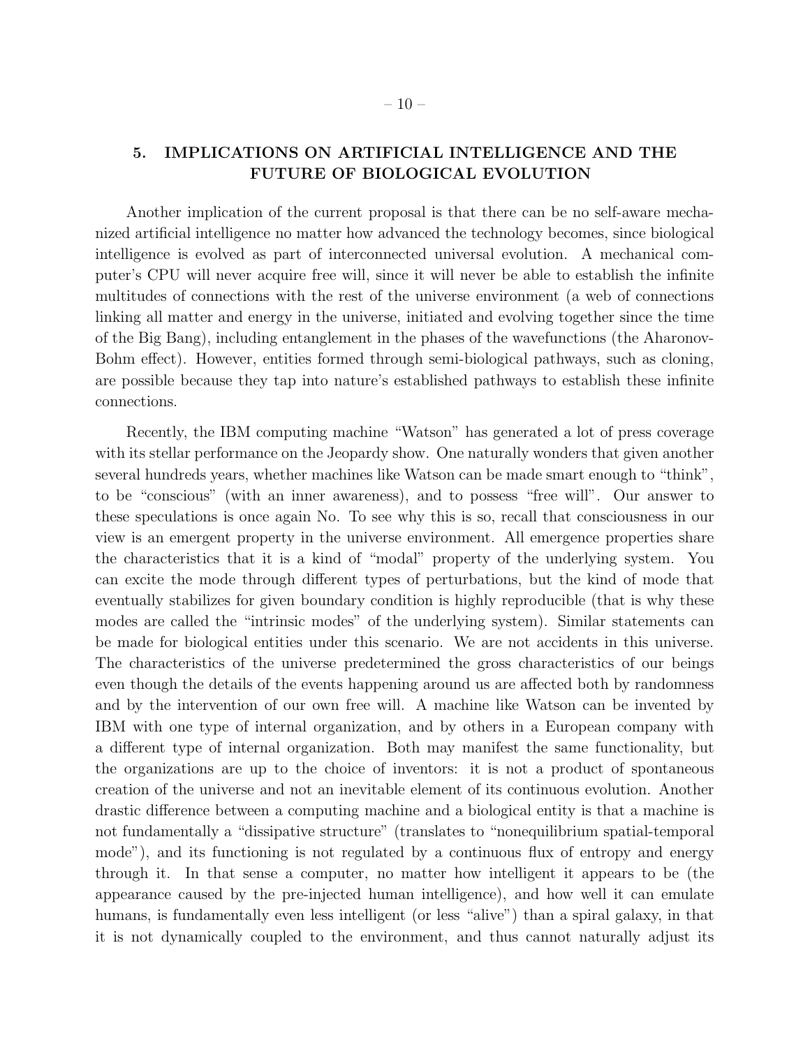## 5. IMPLICATIONS ON ARTIFICIAL INTELLIGENCE AND THE FUTURE OF BIOLOGICAL EVOLUTION

Another implication of the current proposal is that there can be no self-aware mechanized artificial intelligence no matter how advanced the technology becomes, since biological intelligence is evolved as part of interconnected universal evolution. A mechanical computer's CPU will never acquire free will, since it will never be able to establish the infinite multitudes of connections with the rest of the universe environment (a web of connections linking all matter and energy in the universe, initiated and evolving together since the time of the Big Bang), including entanglement in the phases of the wavefunctions (the Aharonov-Bohm effect). However, entities formed through semi-biological pathways, such as cloning, are possible because they tap into nature's established pathways to establish these infinite connections.

Recently, the IBM computing machine "Watson" has generated a lot of press coverage with its stellar performance on the Jeopardy show. One naturally wonders that given another several hundreds years, whether machines like Watson can be made smart enough to "think", to be "conscious" (with an inner awareness), and to possess "free will". Our answer to these speculations is once again No. To see why this is so, recall that consciousness in our view is an emergent property in the universe environment. All emergence properties share the characteristics that it is a kind of "modal" property of the underlying system. You can excite the mode through different types of perturbations, but the kind of mode that eventually stabilizes for given boundary condition is highly reproducible (that is why these modes are called the "intrinsic modes" of the underlying system). Similar statements can be made for biological entities under this scenario. We are not accidents in this universe. The characteristics of the universe predetermined the gross characteristics of our beings even though the details of the events happening around us are affected both by randomness and by the intervention of our own free will. A machine like Watson can be invented by IBM with one type of internal organization, and by others in a European company with a different type of internal organization. Both may manifest the same functionality, but the organizations are up to the choice of inventors: it is not a product of spontaneous creation of the universe and not an inevitable element of its continuous evolution. Another drastic difference between a computing machine and a biological entity is that a machine is not fundamentally a "dissipative structure" (translates to "nonequilibrium spatial-temporal mode"), and its functioning is not regulated by a continuous flux of entropy and energy through it. In that sense a computer, no matter how intelligent it appears to be (the appearance caused by the pre-injected human intelligence), and how well it can emulate humans, is fundamentally even less intelligent (or less "alive") than a spiral galaxy, in that it is not dynamically coupled to the environment, and thus cannot naturally adjust its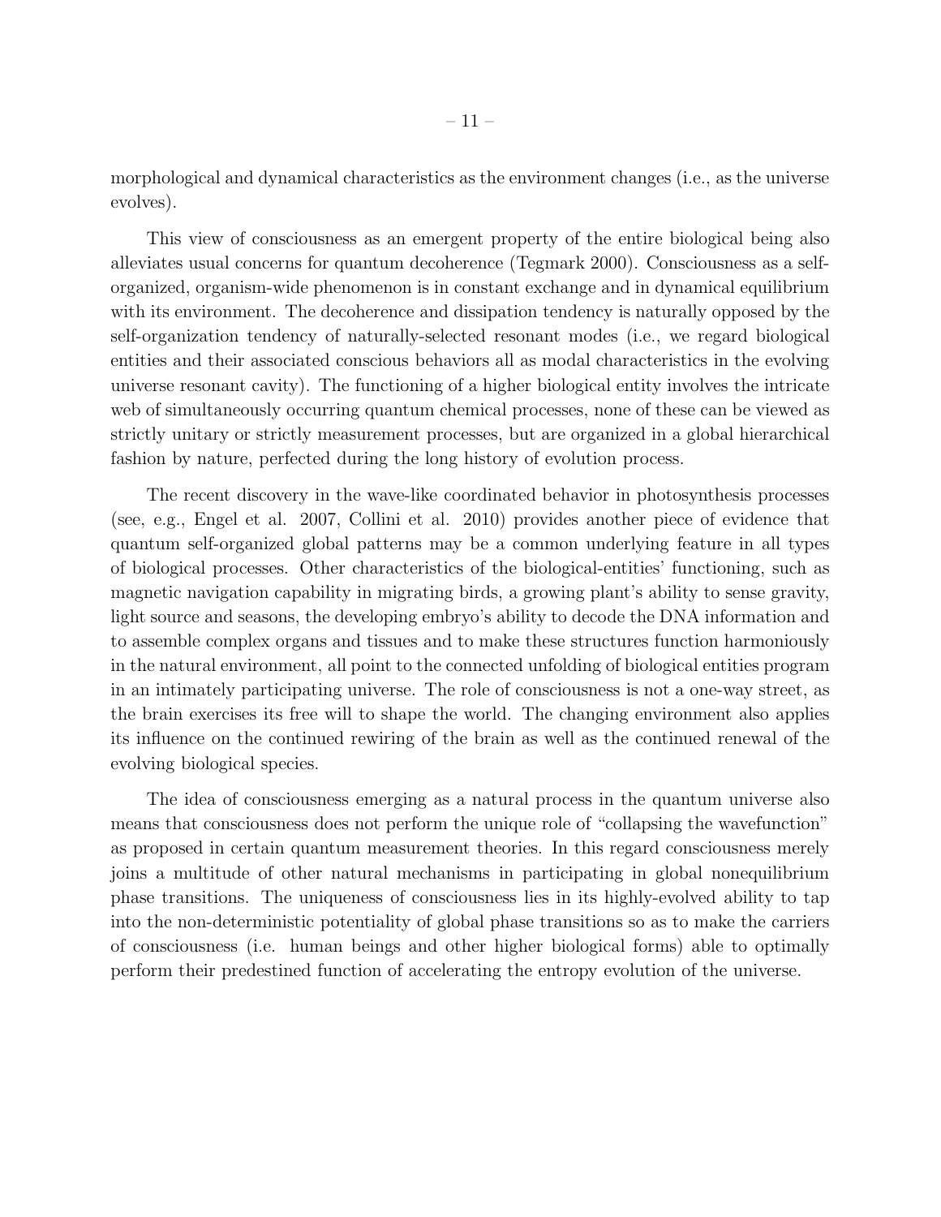morphological and dynamical characteristics as the environment changes (i.e., as the universe evolves).

This view of consciousness as an emergent property of the entire biological being also alleviates usual concerns for quantum decoherence (Tegmark 2000). Consciousness as a self-organized, organism-wide phenomenon is in constant exchange and in dynamical equilibrium with its environment. The decoherence and dissipation tendency is naturally opposed by the self-organization tendency of naturally-selected resonant modes (i.e., we regard biological entities and their associated conscious behaviors all as modal characteristics in the evolving universe resonant cavity). The functioning of a higher biological entity involves the intricate web of simultaneously occurring quantum chemical processes, none of these can be viewed as strictly unitary or strictly measurement processes, but are organized in a global hierarchical fashion by nature, perfected during the long history of evolution process.

The recent discovery in the wave-like coordinated behavior in photosynthesis processes (see, e.g., Engel et al. 2007, Collini et al. 2010) provides another piece of evidence that quantum self-organized global patterns may be a common underlying feature in all types of biological processes. Other characteristics of the biological-entities' functioning, such as magnetic navigation capability in migrating birds, a growing plant's ability to sense gravity, light source and seasons, the developing embryo's ability to decode the DNA information and to assemble complex organs and tissues and to make these structures function harmoniously in the natural environment, all point to the connected unfolding of biological entities program in an intimately participating universe. The role of consciousness is not a one-way street, as the brain exercises its free will to shape the world. The changing environment also applies its influence on the continued rewiring of the brain as well as the continued renewal of the evolving biological species.

The idea of consciousness emerging as a natural process in the quantum universe also means that consciousness does not perform the unique role of "collapsing the wavefunction" as proposed in certain quantum measurement theories. In this regard consciousness merely joins a multitude of other natural mechanisms in participating in global nonequilibrium phase transitions. The uniqueness of consciousness lies in its highly-evolved ability to tap into the non-deterministic potentiality of global phase transitions so as to make the carriers of consciousness (i.e. human beings and other higher biological forms) able to optimally perform their predestined function of accelerating the entropy evolution of the universe.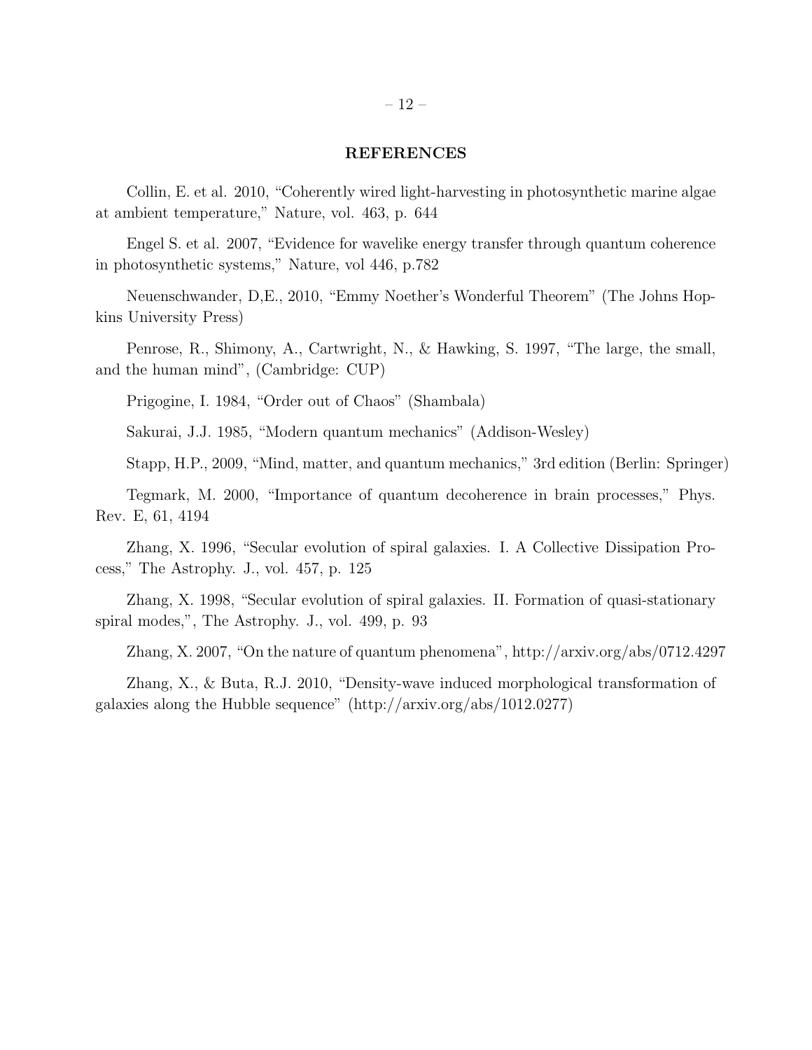## REFERENCES

Collin, E. et al. 2010, "Coherently wired light-harvesting in photosynthetic marine algae at ambient temperature," Nature, vol. 463, p. 644

Engel S. et al. 2007, "Evidence for wavelike energy transfer through quantum coherence in photosynthetic systems," Nature, vol 446, p.782

Neuenschwander, D,E., 2010, "Emmy Noether's Wonderful Theorem" (The Johns Hopkins University Press)

Penrose, R., Shimony, A., Cartwright, N., & Hawking, S. 1997, "The large, the small, and the human mind", (Cambridge: CUP)

Prigogine, I. 1984, "Order out of Chaos" (Shambala)

Sakurai, J.J. 1985, "Modern quantum mechanics" (Addison-Wesley)

Stapp, H.P., 2009, "Mind, matter, and quantum mechanics," 3rd edition (Berlin: Springer)

Tegmark, M. 2000, "Importance of quantum decoherence in brain processes," Phys. Rev. E, 61, 4194

Zhang, X. 1996, "Secular evolution of spiral galaxies. I. A Collective Dissipation Process," The Astrophy. J., vol. 457, p. 125

Zhang, X. 1998, "Secular evolution of spiral galaxies. II. Formation of quasi-stationary spiral modes,", The Astrophy. J., vol. 499, p. 93

Zhang, X. 2007, "On the nature of quantum phenomena", http://arxiv.org/abs/0712.4297

Zhang, X., & Buta, R.J. 2010, "Density-wave induced morphological transformation of galaxies along the Hubble sequence" (http://arxiv.org/abs/1012.0277)